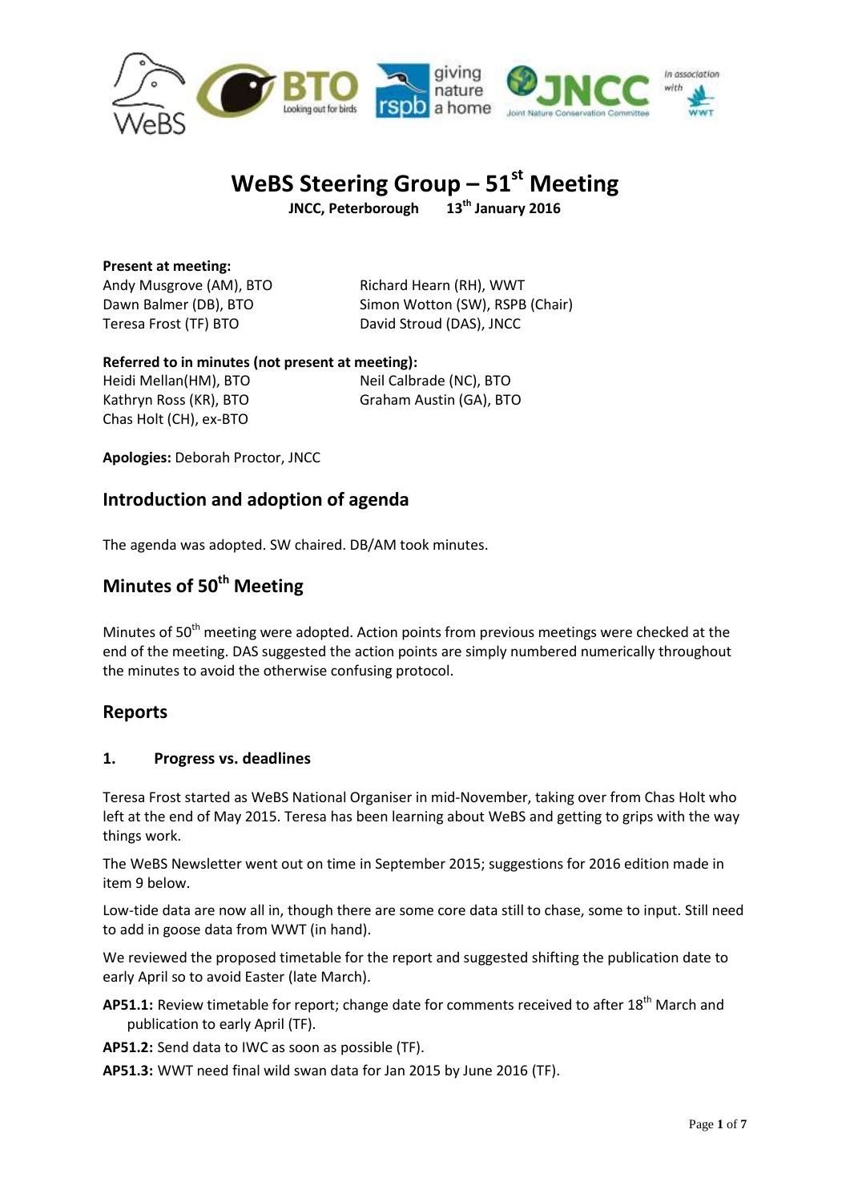# WeBS Steering Group – 51st Meeting

**JNCC, Peterborough 13th January 2016**

**Present at meeting:**

Andy Musgrove (AM), BTO
Dawn Balmer (DB), BTO
Teresa Frost (TF) BTO
Richard Hearn (RH), WWT
Simon Wotton (SW), RSPB (Chair)
David Stroud (DAS), JNCC

**Referred to in minutes (not present at meeting):**

Heidi Mellan(HM), BTO
Kathryn Ross (KR), BTO
Chas Holt (CH), ex-BTO
Neil Calbrade (NC), BTO
Graham Austin (GA), BTO

**Apologies:** Deborah Proctor, JNCC

## Introduction and adoption of agenda

The agenda was adopted. SW chaired. DB/AM took minutes.

## Minutes of 50th Meeting

Minutes of 50th meeting were adopted. Action points from previous meetings were checked at the end of the meeting. DAS suggested the action points are simply numbered numerically throughout the minutes to avoid the otherwise confusing protocol.

## Reports

### 1. Progress vs. deadlines

Teresa Frost started as WeBS National Organiser in mid-November, taking over from Chas Holt who left at the end of May 2015. Teresa has been learning about WeBS and getting to grips with the way things work.

The WeBS Newsletter went out on time in September 2015; suggestions for 2016 edition made in item 9 below.

Low-tide data are now all in, though there are some core data still to chase, some to input. Still need to add in goose data from WWT (in hand).

We reviewed the proposed timetable for the report and suggested shifting the publication date to early April so to avoid Easter (late March).

**AP51.1:** Review timetable for report; change date for comments received to after 18th March and publication to early April (TF).

**AP51.2:** Send data to IWC as soon as possible (TF).

**AP51.3:** WWT need final wild swan data for Jan 2015 by June 2016 (TF).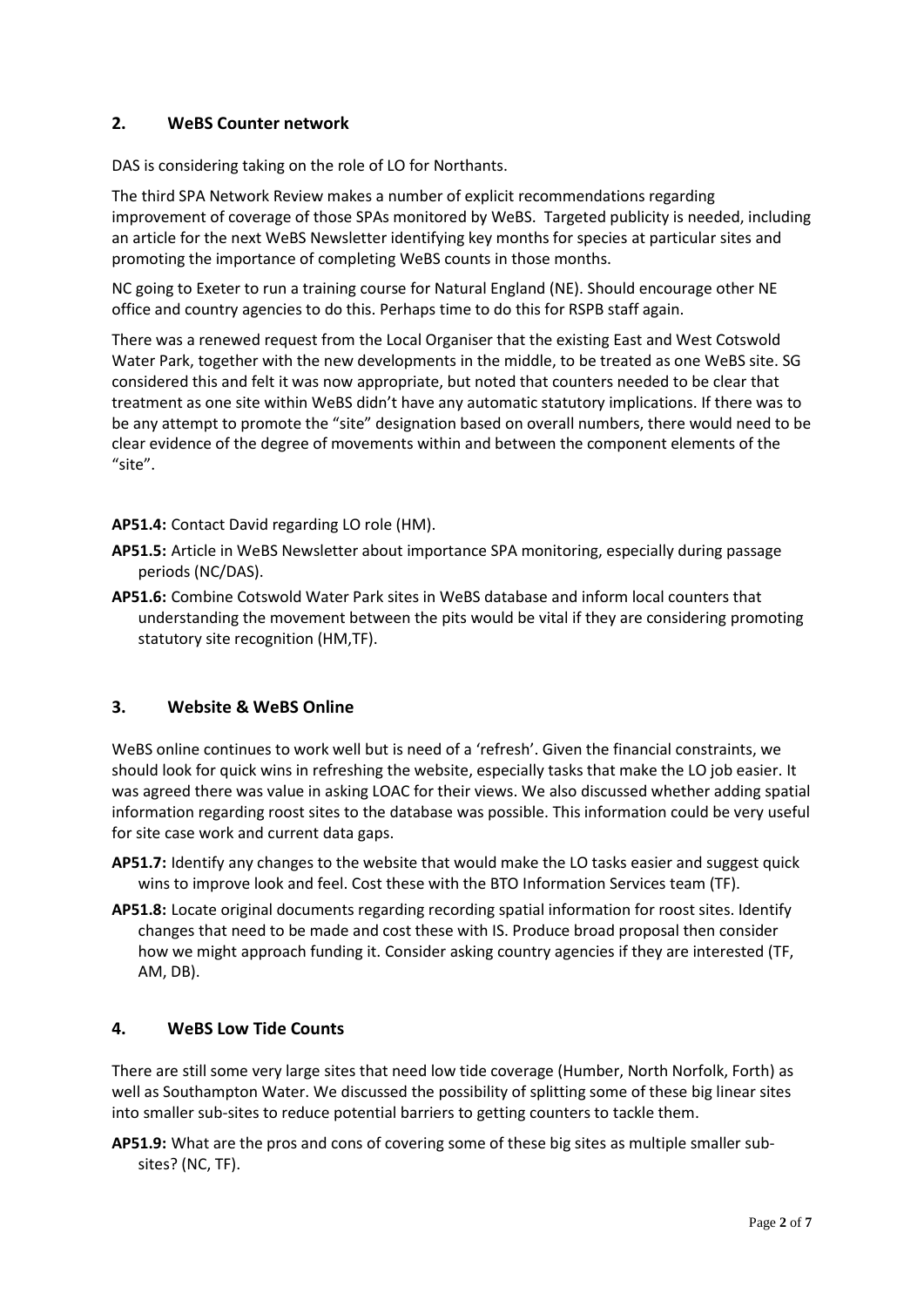## 2. WeBS Counter network

DAS is considering taking on the role of LO for Northants.

The third SPA Network Review makes a number of explicit recommendations regarding improvement of coverage of those SPAs monitored by WeBS. Targeted publicity is needed, including an article for the next WeBS Newsletter identifying key months for species at particular sites and promoting the importance of completing WeBS counts in those months.

NC going to Exeter to run a training course for Natural England (NE). Should encourage other NE office and country agencies to do this. Perhaps time to do this for RSPB staff again.

There was a renewed request from the Local Organiser that the existing East and West Cotswold Water Park, together with the new developments in the middle, to be treated as one WeBS site. SG considered this and felt it was now appropriate, but noted that counters needed to be clear that treatment as one site within WeBS didn't have any automatic statutory implications. If there was to be any attempt to promote the "site" designation based on overall numbers, there would need to be clear evidence of the degree of movements within and between the component elements of the "site".

**AP51.4:** Contact David regarding LO role (HM).

**AP51.5:** Article in WeBS Newsletter about importance SPA monitoring, especially during passage periods (NC/DAS).

**AP51.6:** Combine Cotswold Water Park sites in WeBS database and inform local counters that understanding the movement between the pits would be vital if they are considering promoting statutory site recognition (HM,TF).

## 3. Website & WeBS Online

WeBS online continues to work well but is need of a 'refresh'. Given the financial constraints, we should look for quick wins in refreshing the website, especially tasks that make the LO job easier. It was agreed there was value in asking LOAC for their views. We also discussed whether adding spatial information regarding roost sites to the database was possible. This information could be very useful for site case work and current data gaps.

**AP51.7:** Identify any changes to the website that would make the LO tasks easier and suggest quick wins to improve look and feel. Cost these with the BTO Information Services team (TF).

**AP51.8:** Locate original documents regarding recording spatial information for roost sites. Identify changes that need to be made and cost these with IS. Produce broad proposal then consider how we might approach funding it. Consider asking country agencies if they are interested (TF, AM, DB).

## 4. WeBS Low Tide Counts

There are still some very large sites that need low tide coverage (Humber, North Norfolk, Forth) as well as Southampton Water. We discussed the possibility of splitting some of these big linear sites into smaller sub-sites to reduce potential barriers to getting counters to tackle them.

**AP51.9:** What are the pros and cons of covering some of these big sites as multiple smaller sub-sites? (NC, TF).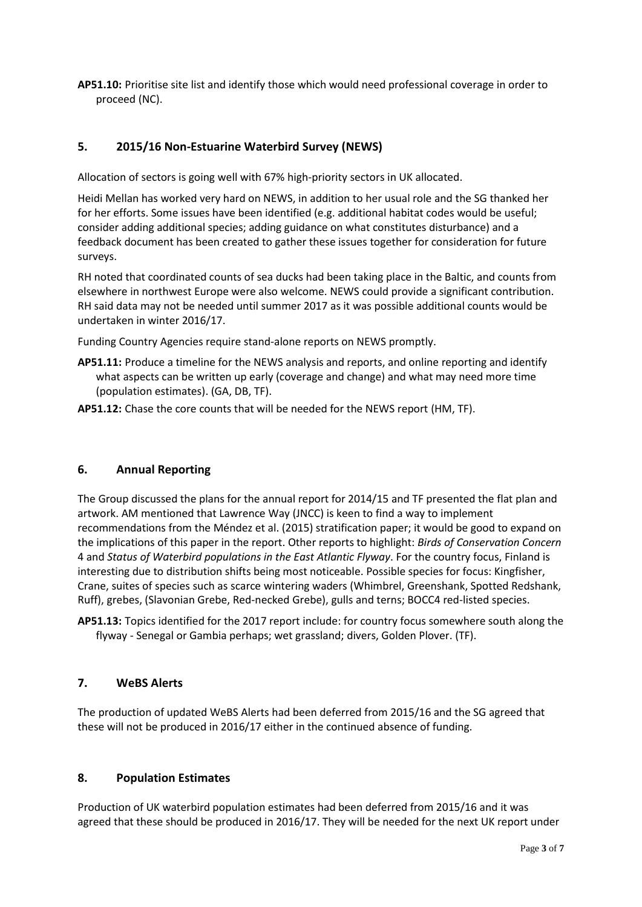**AP51.10:** Prioritise site list and identify those which would need professional coverage in order to proceed (NC).

## 5. 2015/16 Non-Estuarine Waterbird Survey (NEWS)

Allocation of sectors is going well with 67% high-priority sectors in UK allocated.

Heidi Mellan has worked very hard on NEWS, in addition to her usual role and the SG thanked her for her efforts. Some issues have been identified (e.g. additional habitat codes would be useful; consider adding additional species; adding guidance on what constitutes disturbance) and a feedback document has been created to gather these issues together for consideration for future surveys.

RH noted that coordinated counts of sea ducks had been taking place in the Baltic, and counts from elsewhere in northwest Europe were also welcome. NEWS could provide a significant contribution. RH said data may not be needed until summer 2017 as it was possible additional counts would be undertaken in winter 2016/17.

Funding Country Agencies require stand-alone reports on NEWS promptly.

**AP51.11:** Produce a timeline for the NEWS analysis and reports, and online reporting and identify what aspects can be written up early (coverage and change) and what may need more time (population estimates). (GA, DB, TF).

**AP51.12:** Chase the core counts that will be needed for the NEWS report (HM, TF).

## 6. Annual Reporting

The Group discussed the plans for the annual report for 2014/15 and TF presented the flat plan and artwork. AM mentioned that Lawrence Way (JNCC) is keen to find a way to implement recommendations from the Méndez et al. (2015) stratification paper; it would be good to expand on the implications of this paper in the report. Other reports to highlight: *Birds of Conservation Concern* 4 and *Status of Waterbird populations in the East Atlantic Flyway*. For the country focus, Finland is interesting due to distribution shifts being most noticeable. Possible species for focus: Kingfisher, Crane, suites of species such as scarce wintering waders (Whimbrel, Greenshank, Spotted Redshank, Ruff), grebes, (Slavonian Grebe, Red-necked Grebe), gulls and terns; BOCC4 red-listed species.

**AP51.13:** Topics identified for the 2017 report include: for country focus somewhere south along the flyway - Senegal or Gambia perhaps; wet grassland; divers, Golden Plover. (TF).

## 7. WeBS Alerts

The production of updated WeBS Alerts had been deferred from 2015/16 and the SG agreed that these will not be produced in 2016/17 either in the continued absence of funding.

## 8. Population Estimates

Production of UK waterbird population estimates had been deferred from 2015/16 and it was agreed that these should be produced in 2016/17. They will be needed for the next UK report under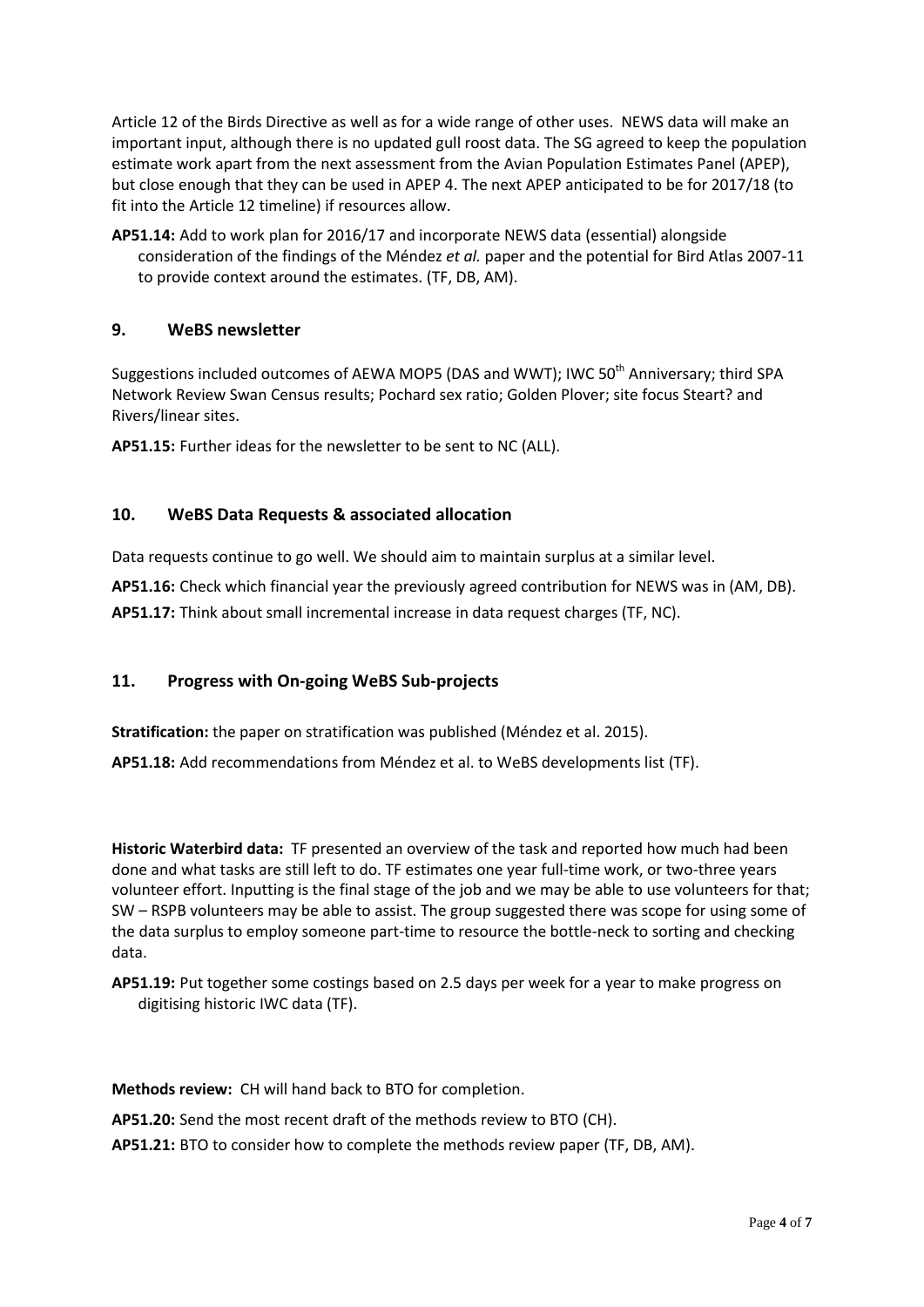Article 12 of the Birds Directive as well as for a wide range of other uses. NEWS data will make an important input, although there is no updated gull roost data. The SG agreed to keep the population estimate work apart from the next assessment from the Avian Population Estimates Panel (APEP), but close enough that they can be used in APEP 4. The next APEP anticipated to be for 2017/18 (to fit into the Article 12 timeline) if resources allow.

**AP51.14:** Add to work plan for 2016/17 and incorporate NEWS data (essential) alongside consideration of the findings of the Méndez *et al.* paper and the potential for Bird Atlas 2007-11 to provide context around the estimates. (TF, DB, AM).

## 9. WeBS newsletter

Suggestions included outcomes of AEWA MOP5 (DAS and WWT); IWC 50th Anniversary; third SPA Network Review Swan Census results; Pochard sex ratio; Golden Plover; site focus Steart? and Rivers/linear sites.

**AP51.15:** Further ideas for the newsletter to be sent to NC (ALL).

## 10. WeBS Data Requests & associated allocation

Data requests continue to go well. We should aim to maintain surplus at a similar level.

**AP51.16:** Check which financial year the previously agreed contribution for NEWS was in (AM, DB).

**AP51.17:** Think about small incremental increase in data request charges (TF, NC).

## 11. Progress with On-going WeBS Sub-projects

**Stratification:** the paper on stratification was published (Méndez et al. 2015).

**AP51.18:** Add recommendations from Méndez et al. to WeBS developments list (TF).

**Historic Waterbird data:** TF presented an overview of the task and reported how much had been done and what tasks are still left to do. TF estimates one year full-time work, or two-three years volunteer effort. Inputting is the final stage of the job and we may be able to use volunteers for that; SW – RSPB volunteers may be able to assist. The group suggested there was scope for using some of the data surplus to employ someone part-time to resource the bottle-neck to sorting and checking data.

**AP51.19:** Put together some costings based on 2.5 days per week for a year to make progress on digitising historic IWC data (TF).

**Methods review:** CH will hand back to BTO for completion.

**AP51.20:** Send the most recent draft of the methods review to BTO (CH).

**AP51.21:** BTO to consider how to complete the methods review paper (TF, DB, AM).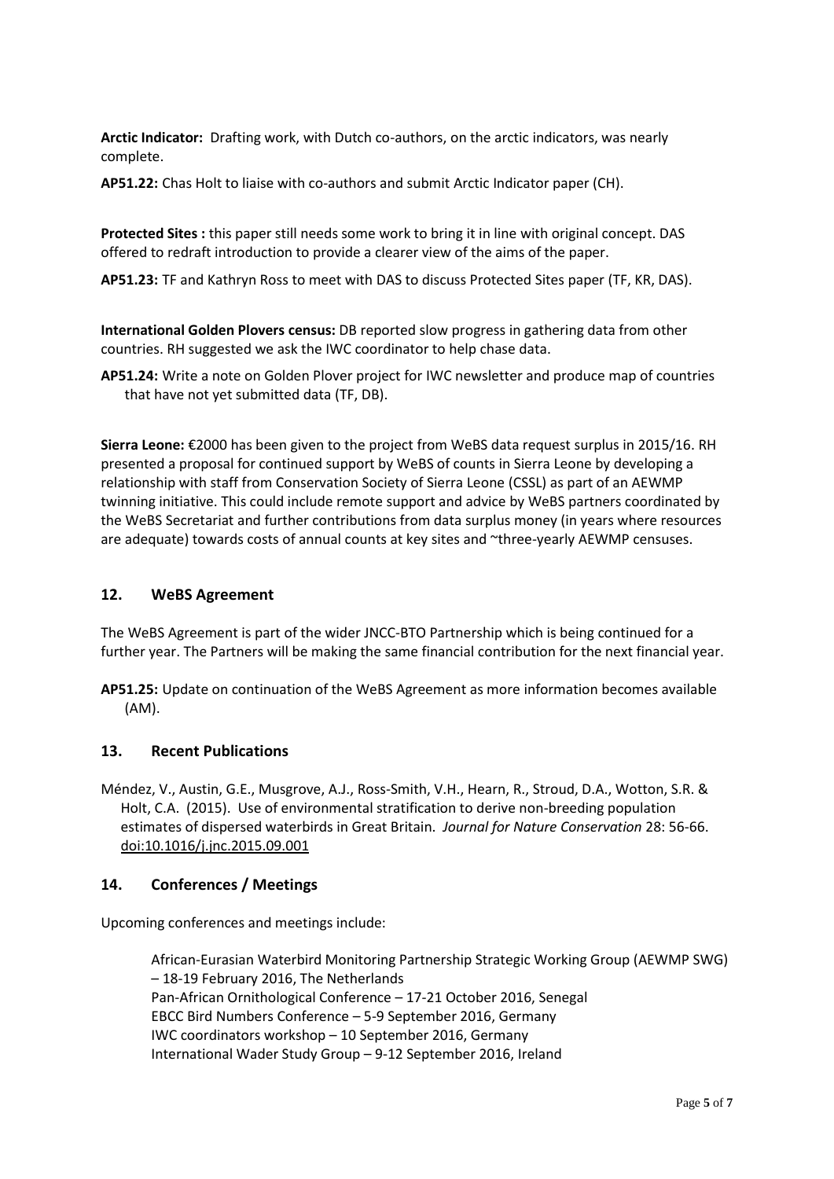**Arctic Indicator:** Drafting work, with Dutch co-authors, on the arctic indicators, was nearly complete.

**AP51.22:** Chas Holt to liaise with co-authors and submit Arctic Indicator paper (CH).

**Protected Sites :** this paper still needs some work to bring it in line with original concept. DAS offered to redraft introduction to provide a clearer view of the aims of the paper.

**AP51.23:** TF and Kathryn Ross to meet with DAS to discuss Protected Sites paper (TF, KR, DAS).

**International Golden Plovers census:** DB reported slow progress in gathering data from other countries. RH suggested we ask the IWC coordinator to help chase data.

**AP51.24:** Write a note on Golden Plover project for IWC newsletter and produce map of countries that have not yet submitted data (TF, DB).

**Sierra Leone:** €2000 has been given to the project from WeBS data request surplus in 2015/16. RH presented a proposal for continued support by WeBS of counts in Sierra Leone by developing a relationship with staff from Conservation Society of Sierra Leone (CSSL) as part of an AEWMP twinning initiative. This could include remote support and advice by WeBS partners coordinated by the WeBS Secretariat and further contributions from data surplus money (in years where resources are adequate) towards costs of annual counts at key sites and ~three-yearly AEWMP censuses.

## 12. WeBS Agreement

The WeBS Agreement is part of the wider JNCC-BTO Partnership which is being continued for a further year. The Partners will be making the same financial contribution for the next financial year.

**AP51.25:** Update on continuation of the WeBS Agreement as more information becomes available (AM).

## 13. Recent Publications

Méndez, V., Austin, G.E., Musgrove, A.J., Ross-Smith, V.H., Hearn, R., Stroud, D.A., Wotton, S.R. & Holt, C.A. (2015). Use of environmental stratification to derive non-breeding population estimates of dispersed waterbirds in Great Britain. *Journal for Nature Conservation* 28: 56-66. doi:10.1016/j.jnc.2015.09.001

## 14. Conferences / Meetings

Upcoming conferences and meetings include:

African-Eurasian Waterbird Monitoring Partnership Strategic Working Group (AEWMP SWG) – 18-19 February 2016, The Netherlands
Pan-African Ornithological Conference – 17-21 October 2016, Senegal
EBCC Bird Numbers Conference – 5-9 September 2016, Germany
IWC coordinators workshop – 10 September 2016, Germany
International Wader Study Group – 9-12 September 2016, Ireland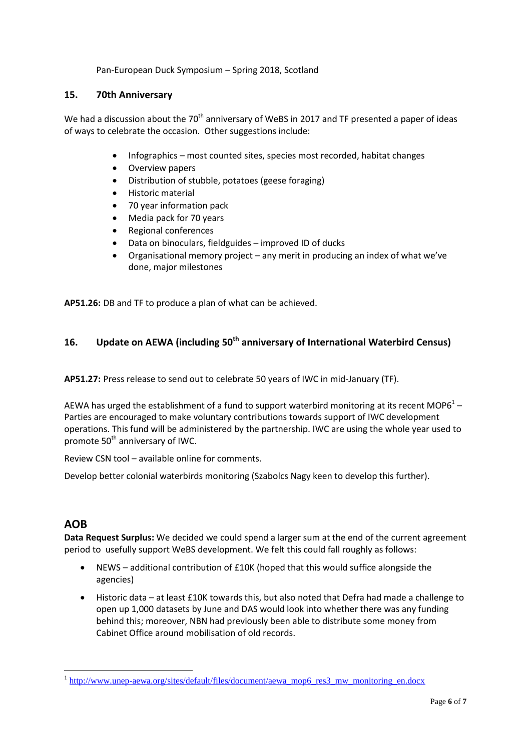Pan-European Duck Symposium – Spring 2018, Scotland

## 15. 70th Anniversary

We had a discussion about the 70th anniversary of WeBS in 2017 and TF presented a paper of ideas of ways to celebrate the occasion. Other suggestions include:

- Infographics – most counted sites, species most recorded, habitat changes
- Overview papers
- Distribution of stubble, potatoes (geese foraging)
- Historic material
- 70 year information pack
- Media pack for 70 years
- Regional conferences
- Data on binoculars, fieldguides – improved ID of ducks
- Organisational memory project – any merit in producing an index of what we've done, major milestones

**AP51.26:** DB and TF to produce a plan of what can be achieved.

## 16. Update on AEWA (including 50th anniversary of International Waterbird Census)

**AP51.27:** Press release to send out to celebrate 50 years of IWC in mid-January (TF).

AEWA has urged the establishment of a fund to support waterbird monitoring at its recent MOP6[1] – Parties are encouraged to make voluntary contributions towards support of IWC development operations. This fund will be administered by the partnership. IWC are using the whole year used to promote 50th anniversary of IWC.

Review CSN tool – available online for comments.

Develop better colonial waterbirds monitoring (Szabolcs Nagy keen to develop this further).

## AOB

**Data Request Surplus:** We decided we could spend a larger sum at the end of the current agreement period to usefully support WeBS development. We felt this could fall roughly as follows:

- NEWS – additional contribution of £10K (hoped that this would suffice alongside the agencies)
- Historic data – at least £10K towards this, but also noted that Defra had made a challenge to open up 1,000 datasets by June and DAS would look into whether there was any funding behind this; moreover, NBN had previously been able to distribute some money from Cabinet Office around mobilisation of old records.

[1] http://www.unep-aewa.org/sites/default/files/document/aewa_mop6_res3_mw_monitoring_en.docx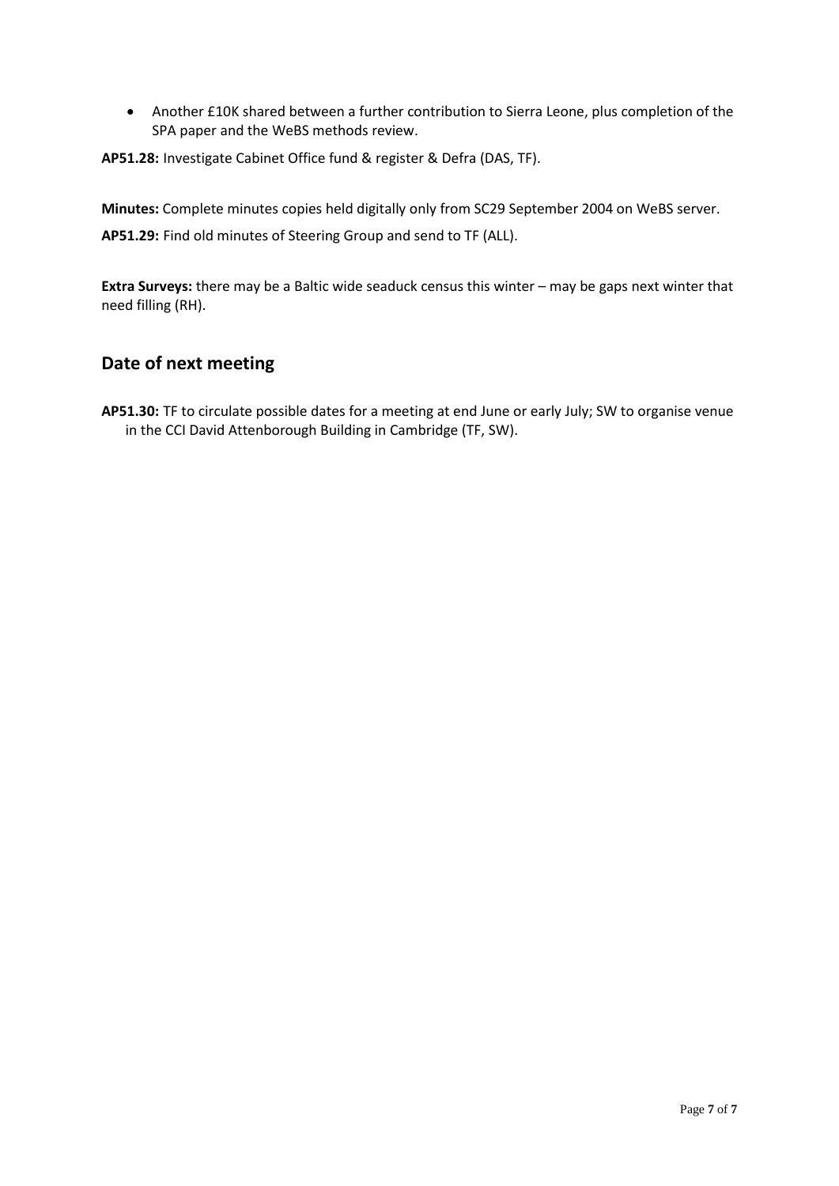- Another £10K shared between a further contribution to Sierra Leone, plus completion of the SPA paper and the WeBS methods review.

**AP51.28:** Investigate Cabinet Office fund & register & Defra (DAS, TF).

**Minutes:** Complete minutes copies held digitally only from SC29 September 2004 on WeBS server.

**AP51.29:** Find old minutes of Steering Group and send to TF (ALL).

**Extra Surveys:** there may be a Baltic wide seaduck census this winter – may be gaps next winter that need filling (RH).

## Date of next meeting

**AP51.30:** TF to circulate possible dates for a meeting at end June or early July; SW to organise venue in the CCI David Attenborough Building in Cambridge (TF, SW).